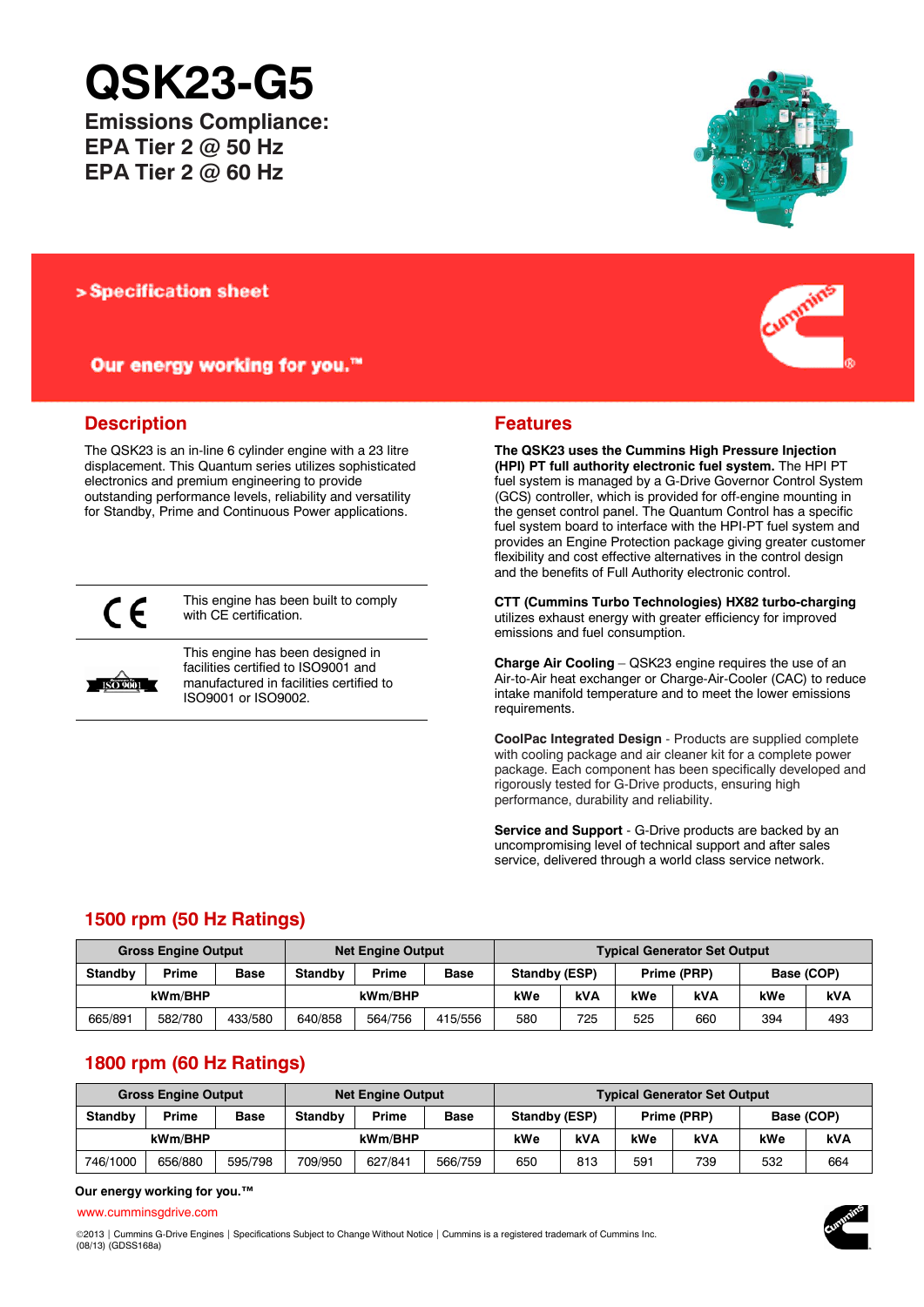# QSK23-G5

**Emissions Compliance:**
**EPA Tier 2 @ 50 Hz**
**EPA Tier 2 @ 60 Hz**

> **Specification sheet**

**Our energy working for you.™**

## Description

The QSK23 is an in-line 6 cylinder engine with a 23 litre displacement. This Quantum series utilizes sophisticated electronics and premium engineering to provide outstanding performance levels, reliability and versatility for Standby, Prime and Continuous Power applications.

This engine has been built to comply with CE certification.

This engine has been designed in facilities certified to ISO9001 and manufactured in facilities certified to ISO9001 or ISO9002.

## Features

**The QSK23 uses the Cummins High Pressure Injection (HPI) PT full authority electronic fuel system.** The HPI PT fuel system is managed by a G-Drive Governor Control System (GCS) controller, which is provided for off-engine mounting in the genset control panel. The Quantum Control has a specific fuel system board to interface with the HPI-PT fuel system and provides an Engine Protection package giving greater customer flexibility and cost effective alternatives in the control design and the benefits of Full Authority electronic control.

**CTT (Cummins Turbo Technologies) HX82 turbo-charging** utilizes exhaust energy with greater efficiency for improved emissions and fuel consumption.

**Charge Air Cooling** – QSK23 engine requires the use of an Air-to-Air heat exchanger or Charge-Air-Cooler (CAC) to reduce intake manifold temperature and to meet the lower emissions requirements.

**CoolPac Integrated Design** - Products are supplied complete with cooling package and air cleaner kit for a complete power package. Each component has been specifically developed and rigorously tested for G-Drive products, ensuring high performance, durability and reliability.

**Service and Support** - G-Drive products are backed by an uncompromising level of technical support and after sales service, delivered through a world class service network.

## 1500 rpm (50 Hz Ratings)

| Gross Engine Output | | | Net Engine Output | | | Typical Generator Set Output | | | | | |
|---|---|---|---|---|---|---|---|---|---|---|---|
| Standby | Prime | Base | Standby | Prime | Base | Standby (ESP) | | Prime (PRP) | | Base (COP) | |
| kWm/BHP | | | kWm/BHP | | | kWe | kVA | kWe | kVA | kWe | kVA |
| 665/891 | 582/780 | 433/580 | 640/858 | 564/756 | 415/556 | 580 | 725 | 525 | 660 | 394 | 493 |

## 1800 rpm (60 Hz Ratings)

| Gross Engine Output | | | Net Engine Output | | | Typical Generator Set Output | | | | | |
|---|---|---|---|---|---|---|---|---|---|---|---|
| Standby | Prime | Base | Standby | Prime | Base | Standby (ESP) | | Prime (PRP) | | Base (COP) | |
| kWm/BHP | | | kWm/BHP | | | kWe | kVA | kWe | kVA | kWe | kVA |
| 746/1000 | 656/880 | 595/798 | 709/950 | 627/841 | 566/759 | 650 | 813 | 591 | 739 | 532 | 664 |

**Our energy working for you.™**

www.cumminsgdrive.com

©2013 | Cummins G-Drive Engines | Specifications Subject to Change Without Notice | Cummins is a registered trademark of Cummins Inc.
(08/13) (GDSS168a)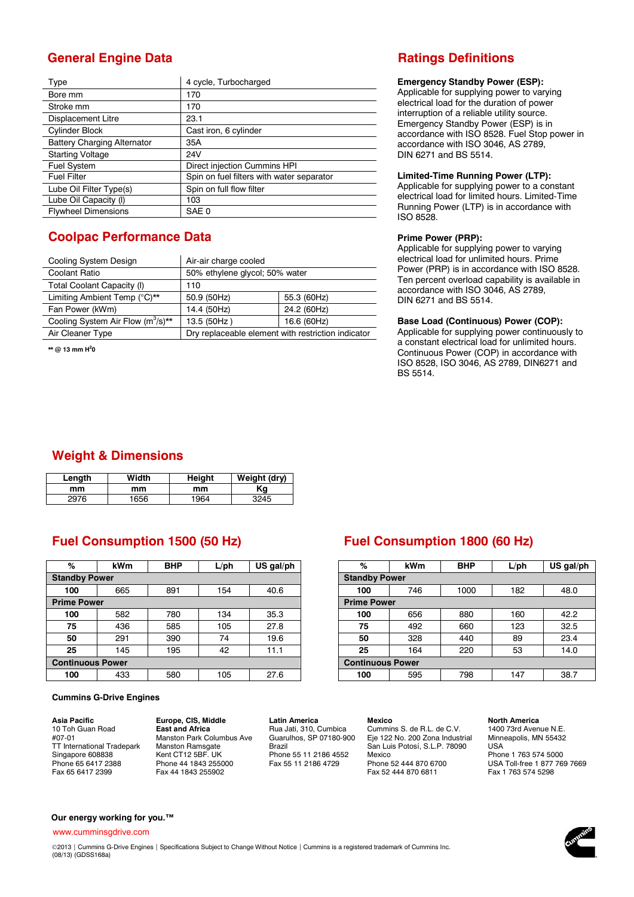## General Engine Data

| | |
|---|---|
| Type | 4 cycle, Turbocharged |
| Bore mm | 170 |
| Stroke mm | 170 |
| Displacement Litre | 23.1 |
| Cylinder Block | Cast iron, 6 cylinder |
| Battery Charging Alternator | 35A |
| Starting Voltage | 24V |
| Fuel System | Direct injection Cummins HPI |
| Fuel Filter | Spin on fuel filters with water separator |
| Lube Oil Filter Type(s) | Spin on full flow filter |
| Lube Oil Capacity (l) | 103 |
| Flywheel Dimensions | SAE 0 |

## Coolpac Performance Data

| | | |
|---|---|---|
| Cooling System Design | Air-air charge cooled | |
| Coolant Ratio | 50% ethylene glycol; 50% water | |
| Total Coolant Capacity (l) | 110 | |
| Limiting Ambient Temp (°C)** | 50.9 (50Hz) | 55.3 (60Hz) |
| Fan Power (kWm) | 14.4 (50Hz) | 24.2 (60Hz) |
| Cooling System Air Flow ($m^3$/s)** | 13.5 (50Hz ) | 16.6 (60Hz) |
| Air Cleaner Type | Dry replaceable element with restriction indicator | |

** @ 13 mm $H^2$0

## Ratings Definitions

**Emergency Standby Power (ESP):**
Applicable for supplying power to varying electrical load for the duration of power interruption of a reliable utility source. Emergency Standby Power (ESP) is in accordance with ISO 8528. Fuel Stop power in accordance with ISO 3046, AS 2789, DIN 6271 and BS 5514.

**Limited-Time Running Power (LTP):**
Applicable for supplying power to a constant electrical load for limited hours. Limited-Time Running Power (LTP) is in accordance with ISO 8528.

**Prime Power (PRP):**
Applicable for supplying power to varying electrical load for unlimited hours. Prime Power (PRP) is in accordance with ISO 8528. Ten percent overload capability is available in accordance with ISO 3046, AS 2789, DIN 6271 and BS 5514.

**Base Load (Continuous) Power (COP):**
Applicable for supplying power continuously to a constant electrical load for unlimited hours. Continuous Power (COP) in accordance with ISO 8528, ISO 3046, AS 2789, DIN6271 and BS 5514.

## Weight & Dimensions

| Length | Width | Height | Weight (dry) |
|---|---|---|---|
| mm | mm | mm | Kg |
| 2976 | 1656 | 1964 | 3245 |

## Fuel Consumption 1500 (50 Hz)

| % | kWm | BHP | L/ph | US gal/ph |
|---|---|---|---|---|
| **Standby Power** | | | | |
| **100** | 665 | 891 | 154 | 40.6 |
| **Prime Power** | | | | |
| **100** | 582 | 780 | 134 | 35.3 |
| **75** | 436 | 585 | 105 | 27.8 |
| **50** | 291 | 390 | 74 | 19.6 |
| **25** | 145 | 195 | 42 | 11.1 |
| **Continuous Power** | | | | |
| **100** | 433 | 580 | 105 | 27.6 |

## Fuel Consumption 1800 (60 Hz)

| % | kWm | BHP | L/ph | US gal/ph |
|---|---|---|---|---|
| **Standby Power** | | | | |
| **100** | 746 | 1000 | 182 | 48.0 |
| **Prime Power** | | | | |
| **100** | 656 | 880 | 160 | 42.2 |
| **75** | 492 | 660 | 123 | 32.5 |
| **50** | 328 | 440 | 89 | 23.4 |
| **25** | 164 | 220 | 53 | 14.0 |
| **Continuous Power** | | | | |
| **100** | 595 | 798 | 147 | 38.7 |

**Cummins G-Drive Engines**

**Asia Pacific**
10 Toh Guan Road
#07-01
TT International Tradepark
Singapore 608838
Phone 65 6417 2388
Fax 65 6417 2399

**Europe, CIS, Middle East and Africa**
Manston Park Columbus Ave
Manston Ramsgate
Kent CT12 5BF. UK
Phone 44 1843 255000
Fax 44 1843 255902

**Latin America**
Rua Jati, 310, Cumbica
Guarulhos, SP 07180-900
Brazil
Phone 55 11 2186 4552
Fax 55 11 2186 4729

**Mexico**
Cummins S. de R.L. de C.V.
Eje 122 No. 200 Zona Industrial
San Luis Potosí, S.L.P. 78090
Mexico
Phone 52 444 870 6700
Fax 52 444 870 6811

**North America**
1400 73rd Avenue N.E.
Minneapolis, MN 55432
USA
Phone 1 763 574 5000
USA Toll-free 1 877 769 7669
Fax 1 763 574 5298

**Our energy working for you.™**

www.cumminsgdrive.com

©2013 | Cummins G-Drive Engines | Specifications Subject to Change Without Notice | Cummins is a registered trademark of Cummins Inc.
(08/13) (GDSS168a)